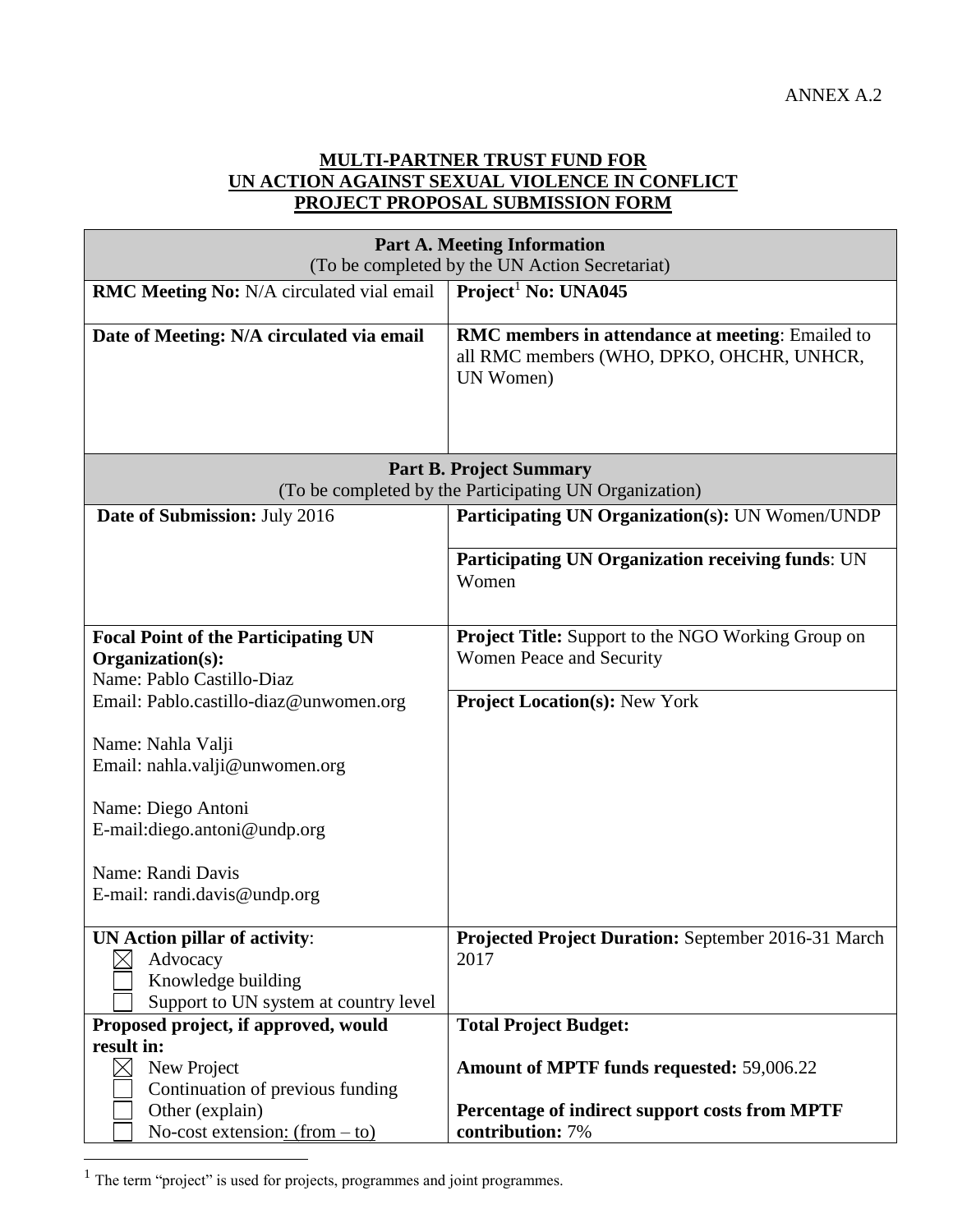ANNEX A.2

**MULTI-PARTNER TRUST FUND FOR**
**UN ACTION AGAINST SEXUAL VIOLENCE IN CONFLICT**
**PROJECT PROPOSAL SUBMISSION FORM**

| **Part A. Meeting Information** (To be completed by the UN Action Secretariat) | |
|---|---|
| **RMC Meeting No:** N/A circulated vial email | **Project**[1] **No: UNA045** |
| **Date of Meeting: N/A circulated via email** | **RMC members in attendance at meeting**: Emailed to all RMC members (WHO, DPKO, OHCHR, UNHCR, UN Women) |
| **Part B. Project Summary** (To be completed by the Participating UN Organization) | |
| **Date of Submission:** July 2016 | **Participating UN Organization(s):** UN Women/UNDP<br><br>**Participating UN Organization receiving funds**: UN Women |
| **Focal Point of the Participating UN Organization(s):**<br>Name: Pablo Castillo-Diaz<br>Email: Pablo.castillo-diaz@unwomen.org<br><br>Name: Nahla Valji<br>Email: nahla.valji@unwomen.org<br><br>Name: Diego Antoni<br>E-mail:diego.antoni@undp.org<br><br>Name: Randi Davis<br>E-mail: randi.davis@undp.org | **Project Title:** Support to the NGO Working Group on Women Peace and Security<br><br>**Project Location(s):** New York |
| **UN Action pillar of activity**:<br>☒ Advocacy<br>☐ Knowledge building<br>☐ Support to UN system at country level | **Projected Project Duration:** September 2016-31 March 2017 |
| **Proposed project, if approved, would result in:**<br>☒ New Project<br>☐ Continuation of previous funding<br>☐ Other (explain)<br>☐ No-cost extension: (from – to) | **Total Project Budget:**<br><br>**Amount of MPTF funds requested:** 59,006.22<br><br>**Percentage of indirect support costs from MPTF contribution:** 7% |

[1] The term "project" is used for projects, programmes and joint programmes.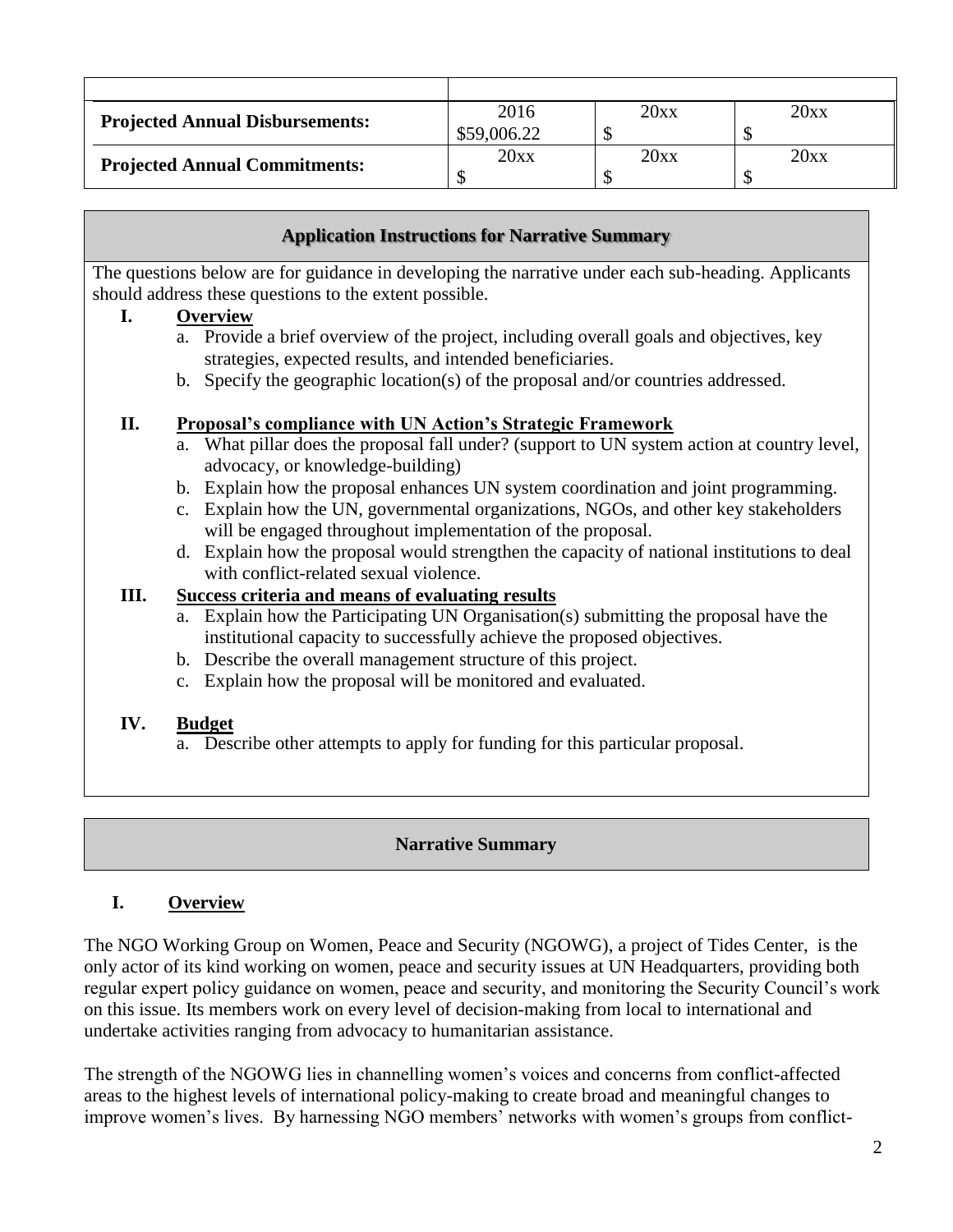| | | | |
|---|---|---|---|
| **Projected Annual Disbursements:** | 2016<br>$59,006.22 | 20xx<br>$ | 20xx<br>$ |
| **Projected Annual Commitments:** | 20xx<br>$ | 20xx<br>$ | 20xx<br>$ |

## Application Instructions for Narrative Summary

The questions below are for guidance in developing the narrative under each sub-heading. Applicants should address these questions to the extent possible.

**I. Overview**

a. Provide a brief overview of the project, including overall goals and objectives, key strategies, expected results, and intended beneficiaries.
b. Specify the geographic location(s) of the proposal and/or countries addressed.

**II. Proposal's compliance with UN Action's Strategic Framework**

a. What pillar does the proposal fall under? (support to UN system action at country level, advocacy, or knowledge-building)
b. Explain how the proposal enhances UN system coordination and joint programming.
c. Explain how the UN, governmental organizations, NGOs, and other key stakeholders will be engaged throughout implementation of the proposal.
d. Explain how the proposal would strengthen the capacity of national institutions to deal with conflict-related sexual violence.

**III. Success criteria and means of evaluating results**

a. Explain how the Participating UN Organisation(s) submitting the proposal have the institutional capacity to successfully achieve the proposed objectives.
b. Describe the overall management structure of this project.
c. Explain how the proposal will be monitored and evaluated.

**IV. Budget**

a. Describe other attempts to apply for funding for this particular proposal.

## Narrative Summary

### I. Overview

The NGO Working Group on Women, Peace and Security (NGOWG), a project of Tides Center, is the only actor of its kind working on women, peace and security issues at UN Headquarters, providing both regular expert policy guidance on women, peace and security, and monitoring the Security Council's work on this issue. Its members work on every level of decision-making from local to international and undertake activities ranging from advocacy to humanitarian assistance.

The strength of the NGOWG lies in channelling women's voices and concerns from conflict-affected areas to the highest levels of international policy-making to create broad and meaningful changes to improve women's lives. By harnessing NGO members' networks with women's groups from conflict-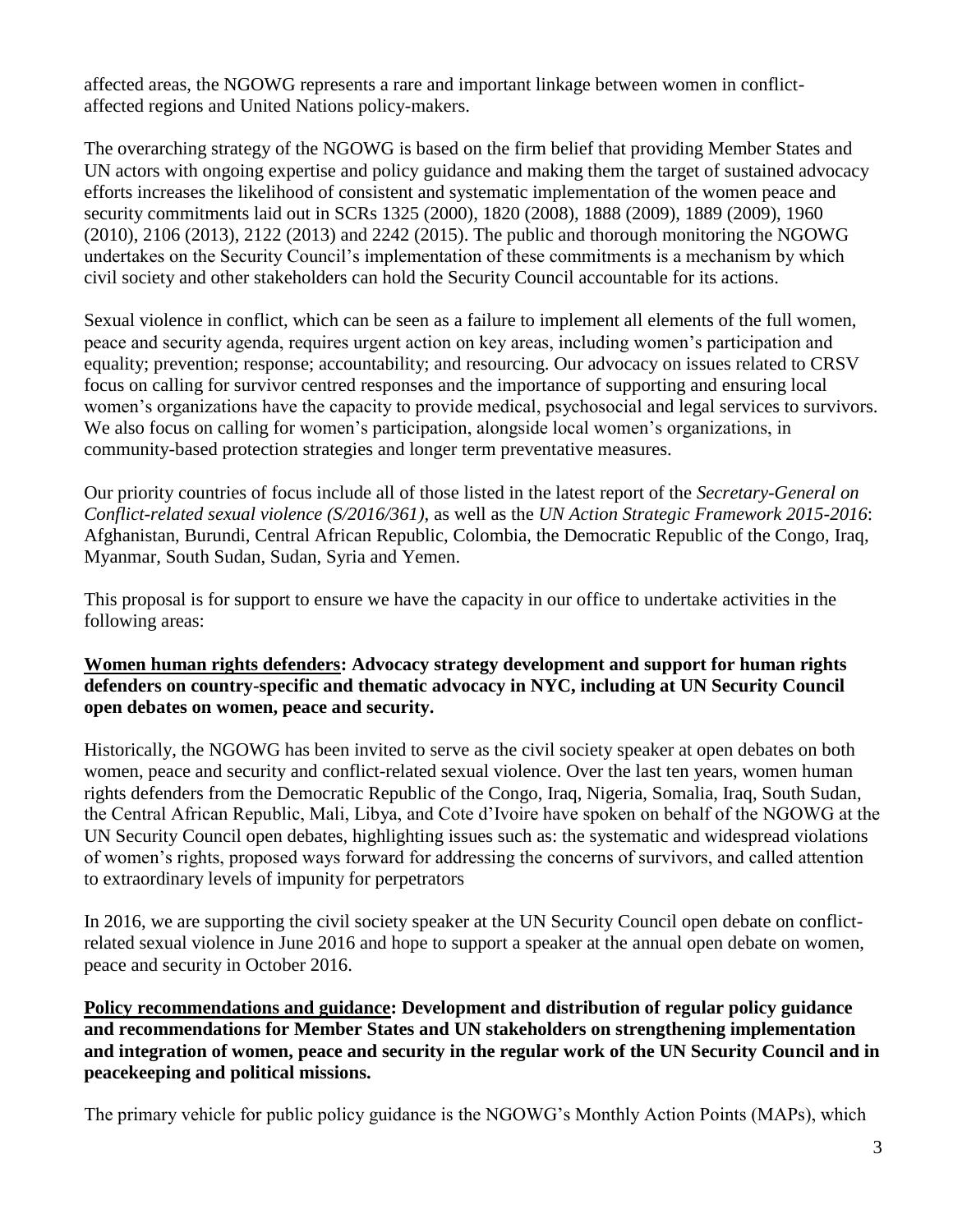affected areas, the NGOWG represents a rare and important linkage between women in conflict-affected regions and United Nations policy-makers.

The overarching strategy of the NGOWG is based on the firm belief that providing Member States and UN actors with ongoing expertise and policy guidance and making them the target of sustained advocacy efforts increases the likelihood of consistent and systematic implementation of the women peace and security commitments laid out in SCRs 1325 (2000), 1820 (2008), 1888 (2009), 1889 (2009), 1960 (2010), 2106 (2013), 2122 (2013) and 2242 (2015). The public and thorough monitoring the NGOWG undertakes on the Security Council's implementation of these commitments is a mechanism by which civil society and other stakeholders can hold the Security Council accountable for its actions.

Sexual violence in conflict, which can be seen as a failure to implement all elements of the full women, peace and security agenda, requires urgent action on key areas, including women's participation and equality; prevention; response; accountability; and resourcing. Our advocacy on issues related to CRSV focus on calling for survivor centred responses and the importance of supporting and ensuring local women's organizations have the capacity to provide medical, psychosocial and legal services to survivors. We also focus on calling for women's participation, alongside local women's organizations, in community-based protection strategies and longer term preventative measures.

Our priority countries of focus include all of those listed in the latest report of the *Secretary-General on Conflict-related sexual violence (S/2016/361)*, as well as the *UN Action Strategic Framework 2015-2016*: Afghanistan, Burundi, Central African Republic, Colombia, the Democratic Republic of the Congo, Iraq, Myanmar, South Sudan, Sudan, Syria and Yemen.

This proposal is for support to ensure we have the capacity in our office to undertake activities in the following areas:

**<u>Women human rights defenders</u>: Advocacy strategy development and support for human rights defenders on country-specific and thematic advocacy in NYC, including at UN Security Council open debates on women, peace and security.**

Historically, the NGOWG has been invited to serve as the civil society speaker at open debates on both women, peace and security and conflict-related sexual violence. Over the last ten years, women human rights defenders from the Democratic Republic of the Congo, Iraq, Nigeria, Somalia, Iraq, South Sudan, the Central African Republic, Mali, Libya, and Cote d'Ivoire have spoken on behalf of the NGOWG at the UN Security Council open debates, highlighting issues such as: the systematic and widespread violations of women's rights, proposed ways forward for addressing the concerns of survivors, and called attention to extraordinary levels of impunity for perpetrators

In 2016, we are supporting the civil society speaker at the UN Security Council open debate on conflict-related sexual violence in June 2016 and hope to support a speaker at the annual open debate on women, peace and security in October 2016.

**<u>Policy recommendations and guidance</u>: Development and distribution of regular policy guidance and recommendations for Member States and UN stakeholders on strengthening implementation and integration of women, peace and security in the regular work of the UN Security Council and in peacekeeping and political missions.**

The primary vehicle for public policy guidance is the NGOWG's Monthly Action Points (MAPs), which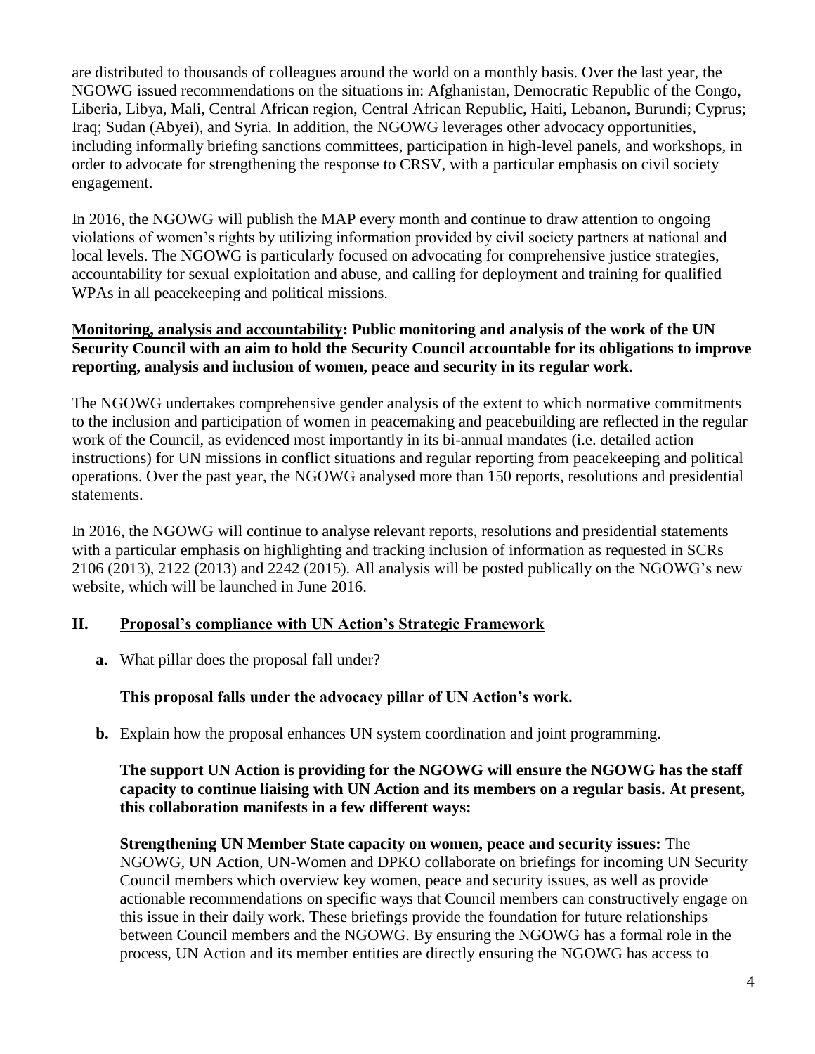are distributed to thousands of colleagues around the world on a monthly basis. Over the last year, the NGOWG issued recommendations on the situations in: Afghanistan, Democratic Republic of the Congo, Liberia, Libya, Mali, Central African region, Central African Republic, Haiti, Lebanon, Burundi; Cyprus; Iraq; Sudan (Abyei), and Syria. In addition, the NGOWG leverages other advocacy opportunities, including informally briefing sanctions committees, participation in high-level panels, and workshops, in order to advocate for strengthening the response to CRSV, with a particular emphasis on civil society engagement.

In 2016, the NGOWG will publish the MAP every month and continue to draw attention to ongoing violations of women's rights by utilizing information provided by civil society partners at national and local levels. The NGOWG is particularly focused on advocating for comprehensive justice strategies, accountability for sexual exploitation and abuse, and calling for deployment and training for qualified WPAs in all peacekeeping and political missions.

**Monitoring, analysis and accountability: Public monitoring and analysis of the work of the UN Security Council with an aim to hold the Security Council accountable for its obligations to improve reporting, analysis and inclusion of women, peace and security in its regular work.**

The NGOWG undertakes comprehensive gender analysis of the extent to which normative commitments to the inclusion and participation of women in peacemaking and peacebuilding are reflected in the regular work of the Council, as evidenced most importantly in its bi-annual mandates (i.e. detailed action instructions) for UN missions in conflict situations and regular reporting from peacekeeping and political operations. Over the past year, the NGOWG analysed more than 150 reports, resolutions and presidential statements.

In 2016, the NGOWG will continue to analyse relevant reports, resolutions and presidential statements with a particular emphasis on highlighting and tracking inclusion of information as requested in SCRs 2106 (2013), 2122 (2013) and 2242 (2015). All analysis will be posted publically on the NGOWG's new website, which will be launched in June 2016.

## II. Proposal's compliance with UN Action's Strategic Framework

**a.** What pillar does the proposal fall under?

**This proposal falls under the advocacy pillar of UN Action's work.**

**b.** Explain how the proposal enhances UN system coordination and joint programming.

**The support UN Action is providing for the NGOWG will ensure the NGOWG has the staff capacity to continue liaising with UN Action and its members on a regular basis. At present, this collaboration manifests in a few different ways:**

**Strengthening UN Member State capacity on women, peace and security issues:** The NGOWG, UN Action, UN-Women and DPKO collaborate on briefings for incoming UN Security Council members which overview key women, peace and security issues, as well as provide actionable recommendations on specific ways that Council members can constructively engage on this issue in their daily work. These briefings provide the foundation for future relationships between Council members and the NGOWG. By ensuring the NGOWG has a formal role in the process, UN Action and its member entities are directly ensuring the NGOWG has access to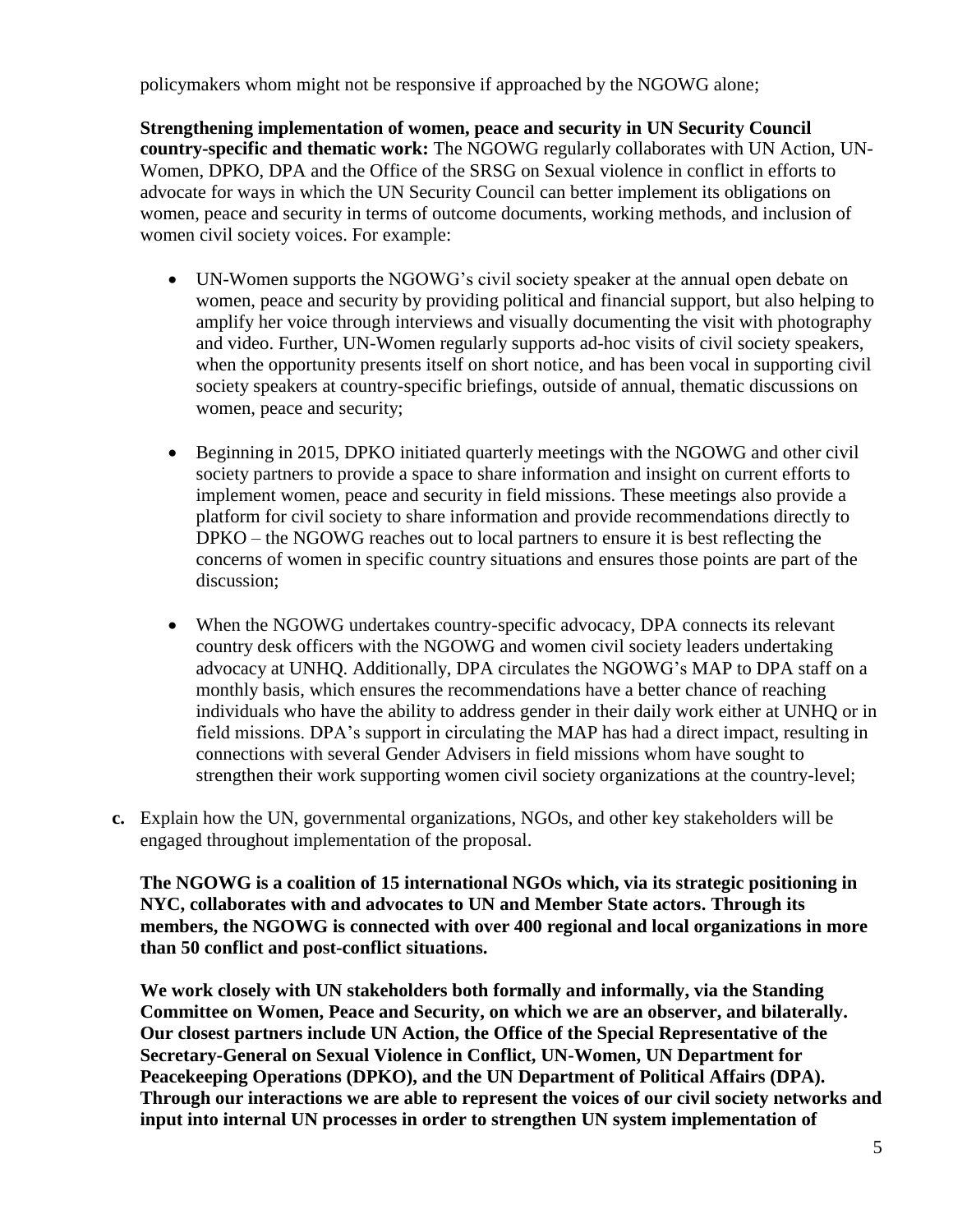policymakers whom might not be responsive if approached by the NGOWG alone;

**Strengthening implementation of women, peace and security in UN Security Council country-specific and thematic work:** The NGOWG regularly collaborates with UN Action, UN-Women, DPKO, DPA and the Office of the SRSG on Sexual violence in conflict in efforts to advocate for ways in which the UN Security Council can better implement its obligations on women, peace and security in terms of outcome documents, working methods, and inclusion of women civil society voices. For example:

- UN-Women supports the NGOWG's civil society speaker at the annual open debate on women, peace and security by providing political and financial support, but also helping to amplify her voice through interviews and visually documenting the visit with photography and video. Further, UN-Women regularly supports ad-hoc visits of civil society speakers, when the opportunity presents itself on short notice, and has been vocal in supporting civil society speakers at country-specific briefings, outside of annual, thematic discussions on women, peace and security;

- Beginning in 2015, DPKO initiated quarterly meetings with the NGOWG and other civil society partners to provide a space to share information and insight on current efforts to implement women, peace and security in field missions. These meetings also provide a platform for civil society to share information and provide recommendations directly to DPKO – the NGOWG reaches out to local partners to ensure it is best reflecting the concerns of women in specific country situations and ensures those points are part of the discussion;

- When the NGOWG undertakes country-specific advocacy, DPA connects its relevant country desk officers with the NGOWG and women civil society leaders undertaking advocacy at UNHQ. Additionally, DPA circulates the NGOWG's MAP to DPA staff on a monthly basis, which ensures the recommendations have a better chance of reaching individuals who have the ability to address gender in their daily work either at UNHQ or in field missions. DPA's support in circulating the MAP has had a direct impact, resulting in connections with several Gender Advisers in field missions whom have sought to strengthen their work supporting women civil society organizations at the country-level;

**c.** Explain how the UN, governmental organizations, NGOs, and other key stakeholders will be engaged throughout implementation of the proposal.

**The NGOWG is a coalition of 15 international NGOs which, via its strategic positioning in NYC, collaborates with and advocates to UN and Member State actors. Through its members, the NGOWG is connected with over 400 regional and local organizations in more than 50 conflict and post-conflict situations.**

**We work closely with UN stakeholders both formally and informally, via the Standing Committee on Women, Peace and Security, on which we are an observer, and bilaterally. Our closest partners include UN Action, the Office of the Special Representative of the Secretary-General on Sexual Violence in Conflict, UN-Women, UN Department for Peacekeeping Operations (DPKO), and the UN Department of Political Affairs (DPA). Through our interactions we are able to represent the voices of our civil society networks and input into internal UN processes in order to strengthen UN system implementation of**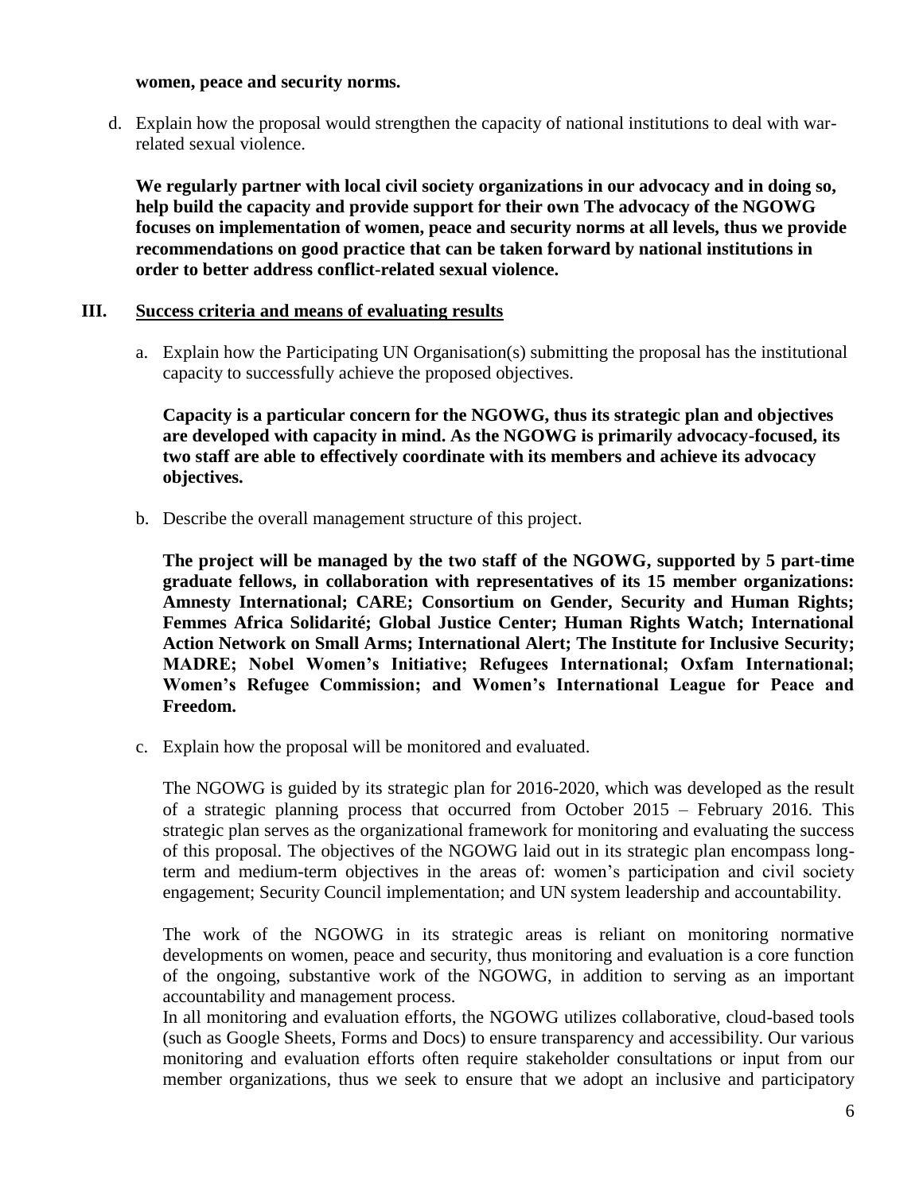**women, peace and security norms.**

d. Explain how the proposal would strengthen the capacity of national institutions to deal with war-related sexual violence.

   **We regularly partner with local civil society organizations in our advocacy and in doing so, help build the capacity and provide support for their own The advocacy of the NGOWG focuses on implementation of women, peace and security norms at all levels, thus we provide recommendations on good practice that can be taken forward by national institutions in order to better address conflict-related sexual violence.**

## III. Success criteria and means of evaluating results

a. Explain how the Participating UN Organisation(s) submitting the proposal has the institutional capacity to successfully achieve the proposed objectives.

   **Capacity is a particular concern for the NGOWG, thus its strategic plan and objectives are developed with capacity in mind. As the NGOWG is primarily advocacy-focused, its two staff are able to effectively coordinate with its members and achieve its advocacy objectives.**

b. Describe the overall management structure of this project.

   **The project will be managed by the two staff of the NGOWG, supported by 5 part-time graduate fellows, in collaboration with representatives of its 15 member organizations: Amnesty International; CARE; Consortium on Gender, Security and Human Rights; Femmes Africa Solidarité; Global Justice Center; Human Rights Watch; International Action Network on Small Arms; International Alert; The Institute for Inclusive Security; MADRE; Nobel Women's Initiative; Refugees International; Oxfam International; Women's Refugee Commission; and Women's International League for Peace and Freedom.**

c. Explain how the proposal will be monitored and evaluated.

   The NGOWG is guided by its strategic plan for 2016-2020, which was developed as the result of a strategic planning process that occurred from October 2015 – February 2016. This strategic plan serves as the organizational framework for monitoring and evaluating the success of this proposal. The objectives of the NGOWG laid out in its strategic plan encompass long-term and medium-term objectives in the areas of: women's participation and civil society engagement; Security Council implementation; and UN system leadership and accountability.

   The work of the NGOWG in its strategic areas is reliant on monitoring normative developments on women, peace and security, thus monitoring and evaluation is a core function of the ongoing, substantive work of the NGOWG, in addition to serving as an important accountability and management process.

   In all monitoring and evaluation efforts, the NGOWG utilizes collaborative, cloud-based tools (such as Google Sheets, Forms and Docs) to ensure transparency and accessibility. Our various monitoring and evaluation efforts often require stakeholder consultations or input from our member organizations, thus we seek to ensure that we adopt an inclusive and participatory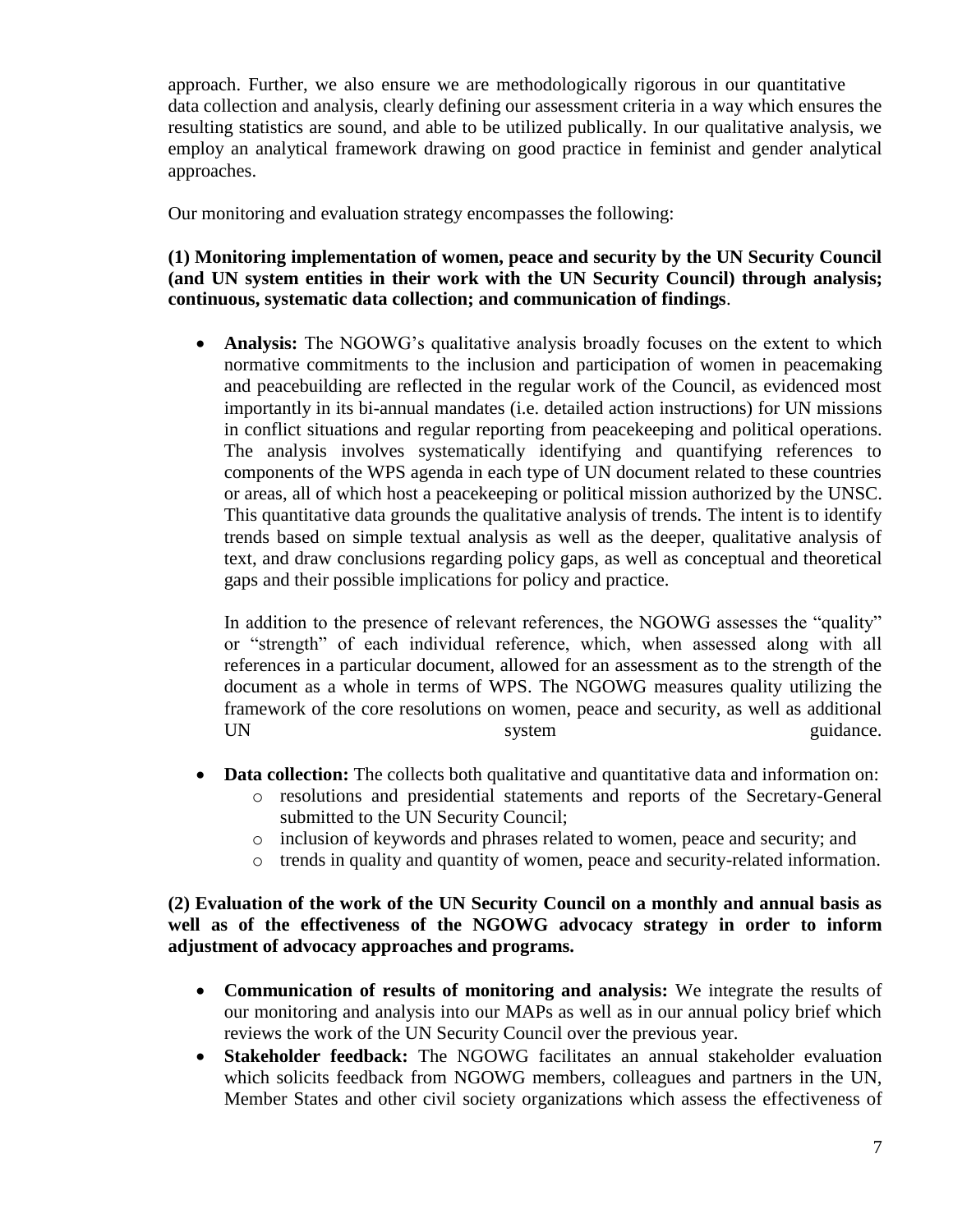approach. Further, we also ensure we are methodologically rigorous in our quantitative data collection and analysis, clearly defining our assessment criteria in a way which ensures the resulting statistics are sound, and able to be utilized publically. In our qualitative analysis, we employ an analytical framework drawing on good practice in feminist and gender analytical approaches.

Our monitoring and evaluation strategy encompasses the following:

**(1) Monitoring implementation of women, peace and security by the UN Security Council (and UN system entities in their work with the UN Security Council) through analysis; continuous, systematic data collection; and communication of findings**.

- **Analysis:** The NGOWG's qualitative analysis broadly focuses on the extent to which normative commitments to the inclusion and participation of women in peacemaking and peacebuilding are reflected in the regular work of the Council, as evidenced most importantly in its bi-annual mandates (i.e. detailed action instructions) for UN missions in conflict situations and regular reporting from peacekeeping and political operations. The analysis involves systematically identifying and quantifying references to components of the WPS agenda in each type of UN document related to these countries or areas, all of which host a peacekeeping or political mission authorized by the UNSC. This quantitative data grounds the qualitative analysis of trends. The intent is to identify trends based on simple textual analysis as well as the deeper, qualitative analysis of text, and draw conclusions regarding policy gaps, as well as conceptual and theoretical gaps and their possible implications for policy and practice.

  In addition to the presence of relevant references, the NGOWG assesses the "quality" or "strength" of each individual reference, which, when assessed along with all references in a particular document, allowed for an assessment as to the strength of the document as a whole in terms of WPS. The NGOWG measures quality utilizing the framework of the core resolutions on women, peace and security, as well as additional UN system guidance.

- **Data collection:** The collects both qualitative and quantitative data and information on:
  - resolutions and presidential statements and reports of the Secretary-General submitted to the UN Security Council;
  - inclusion of keywords and phrases related to women, peace and security; and
  - trends in quality and quantity of women, peace and security-related information.

**(2) Evaluation of the work of the UN Security Council on a monthly and annual basis as well as of the effectiveness of the NGOWG advocacy strategy in order to inform adjustment of advocacy approaches and programs.**

- **Communication of results of monitoring and analysis:** We integrate the results of our monitoring and analysis into our MAPs as well as in our annual policy brief which reviews the work of the UN Security Council over the previous year.
- **Stakeholder feedback:** The NGOWG facilitates an annual stakeholder evaluation which solicits feedback from NGOWG members, colleagues and partners in the UN, Member States and other civil society organizations which assess the effectiveness of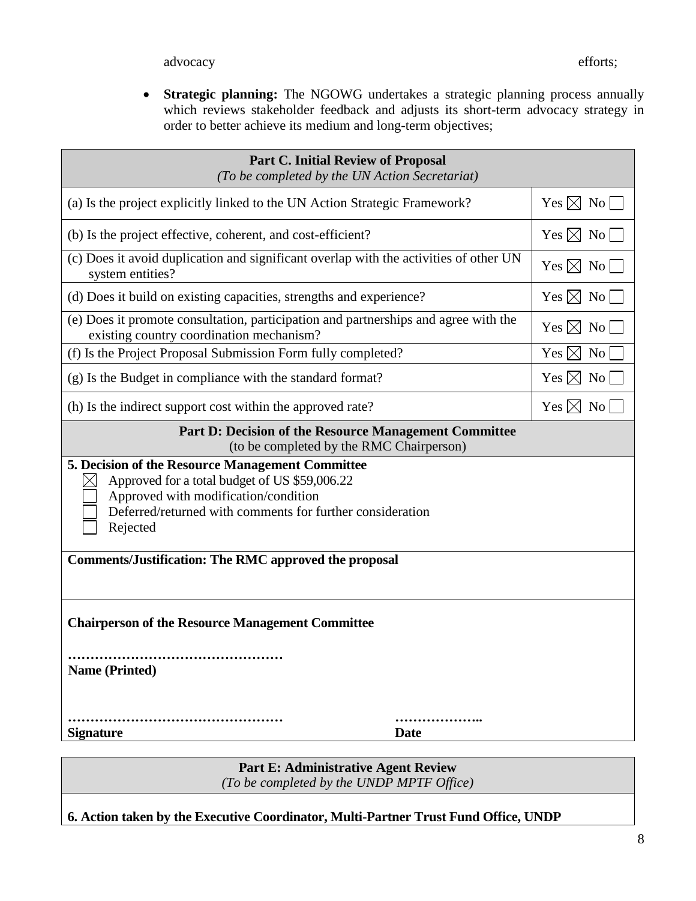advocacy efforts;

- **Strategic planning:** The NGOWG undertakes a strategic planning process annually which reviews stakeholder feedback and adjusts its short-term advocacy strategy in order to better achieve its medium and long-term objectives;

| **Part C. Initial Review of Proposal** *(To be completed by the UN Action Secretariat)* | |
|---|---|
| (a) Is the project explicitly linked to the UN Action Strategic Framework? | Yes ☒ No ☐ |
| (b) Is the project effective, coherent, and cost-efficient? | Yes ☒ No ☐ |
| (c) Does it avoid duplication and significant overlap with the activities of other UN system entities? | Yes ☒ No ☐ |
| (d) Does it build on existing capacities, strengths and experience? | Yes ☒ No ☐ |
| (e) Does it promote consultation, participation and partnerships and agree with the existing country coordination mechanism? | Yes ☒ No ☐ |
| (f) Is the Project Proposal Submission Form fully completed? | Yes ☒ No ☐ |
| (g) Is the Budget in compliance with the standard format? | Yes ☒ No ☐ |
| (h) Is the indirect support cost within the approved rate? | Yes ☒ No ☐ |

**Part D: Decision of the Resource Management Committee**
(to be completed by the RMC Chairperson)

**5. Decision of the Resource Management Committee**

- ☒ Approved for a total budget of US $59,006.22
- ☐ Approved with modification/condition
- ☐ Deferred/returned with comments for further consideration
- ☐ Rejected

**Comments/Justification: The RMC approved the proposal**

**Chairperson of the Resource Management Committee**

…………………………………………
**Name (Printed)**

………………………………………… ………………..
**Signature** **Date**

**Part E: Administrative Agent Review**
*(To be completed by the UNDP MPTF Office)*

**6. Action taken by the Executive Coordinator, Multi-Partner Trust Fund Office, UNDP**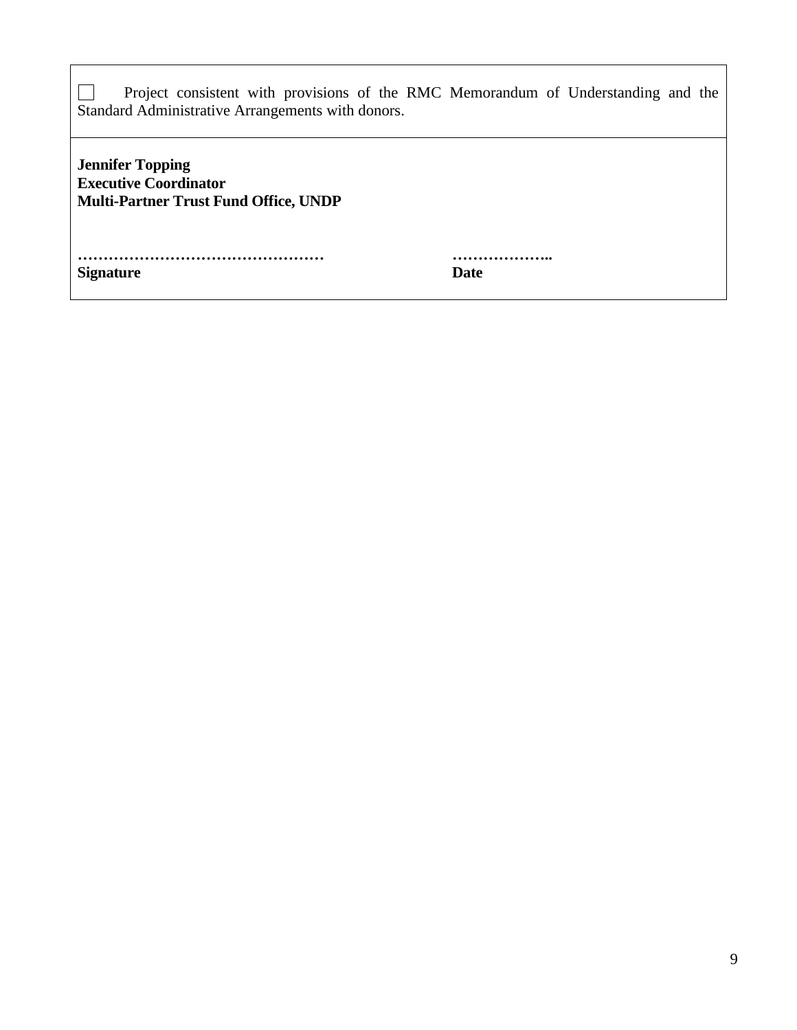☐ Project consistent with provisions of the RMC Memorandum of Understanding and the Standard Administrative Arrangements with donors.

**Jennifer Topping**
**Executive Coordinator**
**Multi-Partner Trust Fund Office, UNDP**

| **…………………………………………** | **………………..** |
|---|---|
| **Signature** | **Date** |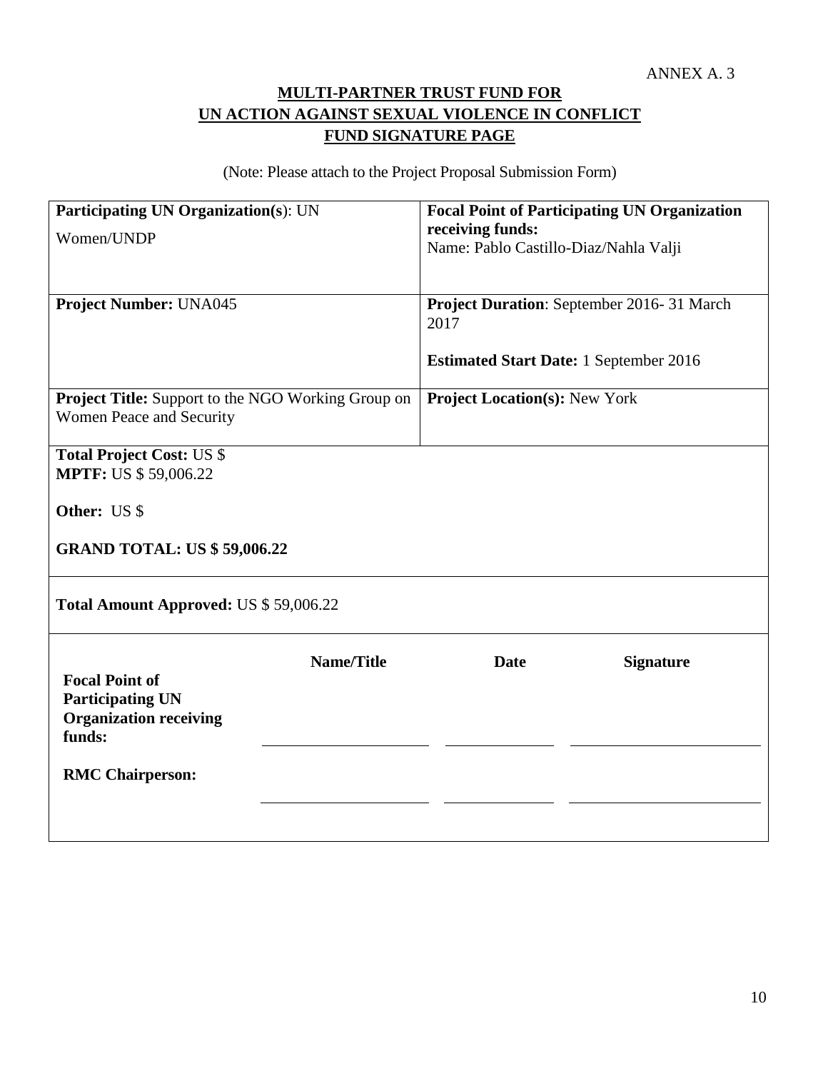ANNEX A. 3

# MULTI-PARTNER TRUST FUND FOR UN ACTION AGAINST SEXUAL VIOLENCE IN CONFLICT FUND SIGNATURE PAGE

(Note: Please attach to the Project Proposal Submission Form)

| | |
|---|---|
| **Participating UN Organization(s)**: UN Women/UNDP | **Focal Point of Participating UN Organization receiving funds:** Name: Pablo Castillo-Diaz/Nahla Valji |
| **Project Number:** UNA045 | **Project Duration**: September 2016- 31 March 2017<br><br>**Estimated Start Date:** 1 September 2016 |
| **Project Title:** Support to the NGO Working Group on Women Peace and Security | **Project Location(s):** New York |
| **Total Project Cost:** US \$<br>**MPTF:** US \$ 59,006.22<br><br>**Other:** US \$<br><br>**GRAND TOTAL: US \$ 59,006.22** | |
| **Total Amount Approved:** US \$ 59,006.22 | |

| | Name/Title | Date | Signature |
|---|---|---|---|
| **Focal Point of Participating UN Organization receiving funds:** | | | |
| **RMC Chairperson:** | | | |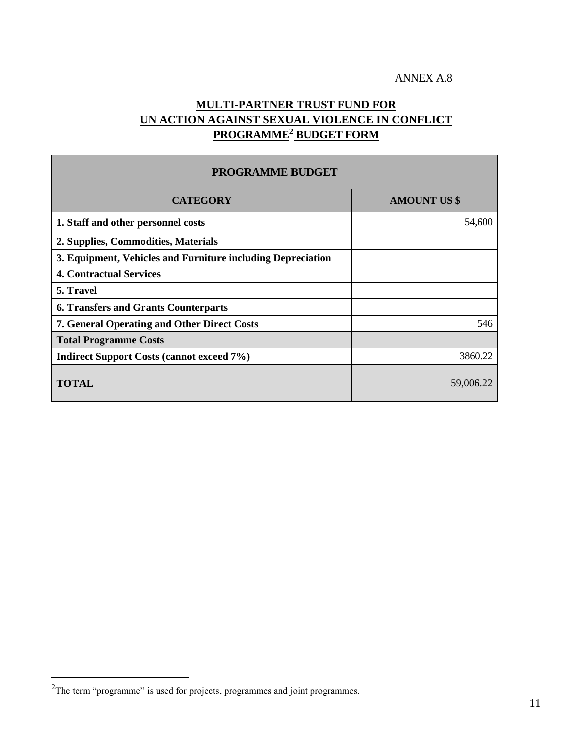ANNEX A.8

# MULTI-PARTNER TRUST FUND FOR UN ACTION AGAINST SEXUAL VIOLENCE IN CONFLICT PROGRAMME[2] BUDGET FORM

| PROGRAMME BUDGET | |
|---|---|
| **CATEGORY** | **AMOUNT US $** |
| **1. Staff and other personnel costs** | 54,600 |
| **2. Supplies, Commodities, Materials** | |
| **3. Equipment, Vehicles and Furniture including Depreciation** | |
| **4. Contractual Services** | |
| **5. Travel** | |
| **6. Transfers and Grants Counterparts** | |
| **7. General Operating and Other Direct Costs** | 546 |
| **Total Programme Costs** | |
| **Indirect Support Costs (cannot exceed 7%)** | 3860.22 |
| **TOTAL** | 59,006.22 |

[2]The term "programme" is used for projects, programmes and joint programmes.